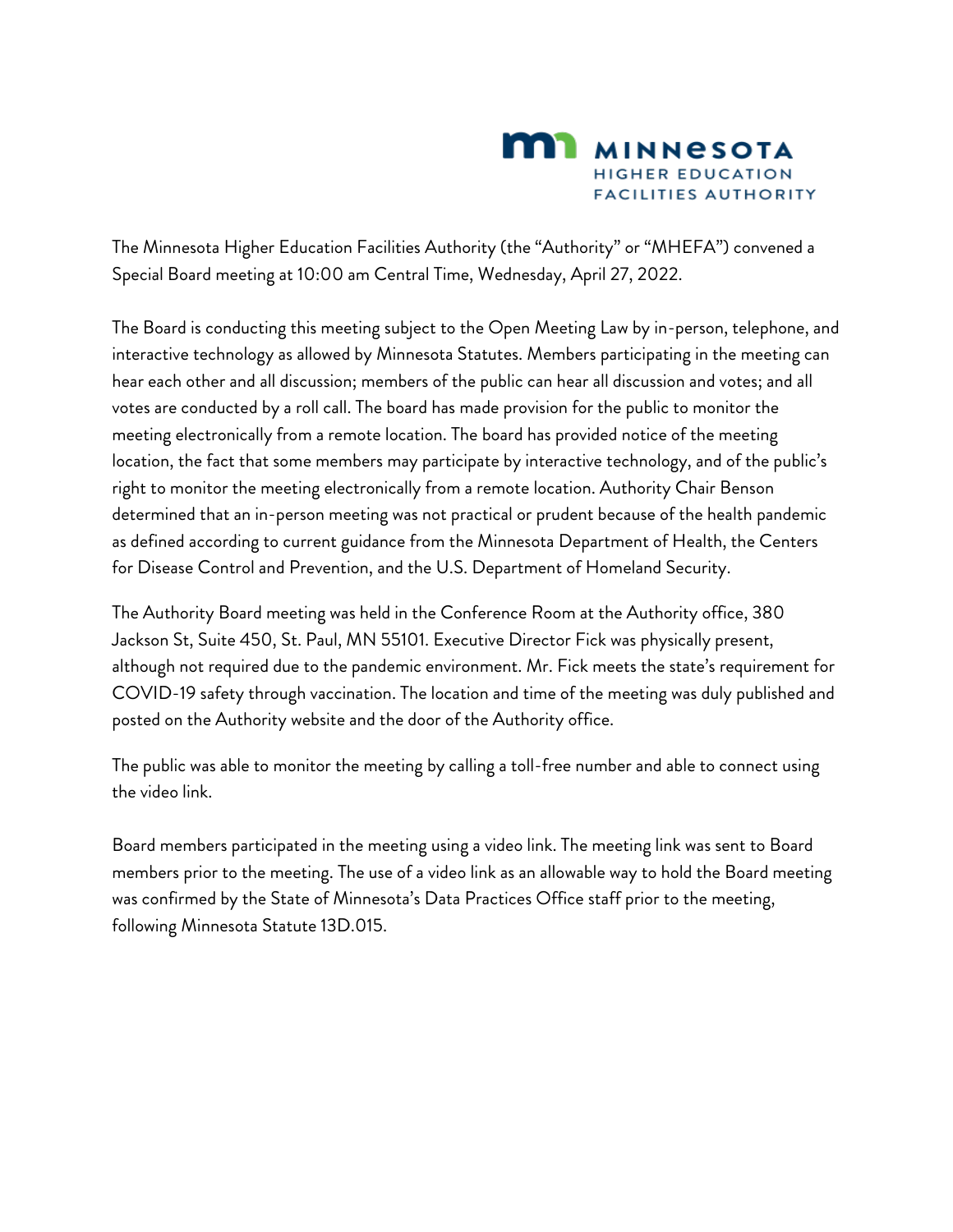**MINNESOTA**
**HIGHER EDUCATION FACILITIES AUTHORITY**

The Minnesota Higher Education Facilities Authority (the "Authority" or "MHEFA") convened a Special Board meeting at 10:00 am Central Time, Wednesday, April 27, 2022.

The Board is conducting this meeting subject to the Open Meeting Law by in-person, telephone, and interactive technology as allowed by Minnesota Statutes. Members participating in the meeting can hear each other and all discussion; members of the public can hear all discussion and votes; and all votes are conducted by a roll call. The board has made provision for the public to monitor the meeting electronically from a remote location. The board has provided notice of the meeting location, the fact that some members may participate by interactive technology, and of the public's right to monitor the meeting electronically from a remote location. Authority Chair Benson determined that an in-person meeting was not practical or prudent because of the health pandemic as defined according to current guidance from the Minnesota Department of Health, the Centers for Disease Control and Prevention, and the U.S. Department of Homeland Security.

The Authority Board meeting was held in the Conference Room at the Authority office, 380 Jackson St, Suite 450, St. Paul, MN 55101. Executive Director Fick was physically present, although not required due to the pandemic environment. Mr. Fick meets the state's requirement for COVID-19 safety through vaccination. The location and time of the meeting was duly published and posted on the Authority website and the door of the Authority office.

The public was able to monitor the meeting by calling a toll-free number and able to connect using the video link.

Board members participated in the meeting using a video link. The meeting link was sent to Board members prior to the meeting. The use of a video link as an allowable way to hold the Board meeting was confirmed by the State of Minnesota's Data Practices Office staff prior to the meeting, following Minnesota Statute 13D.015.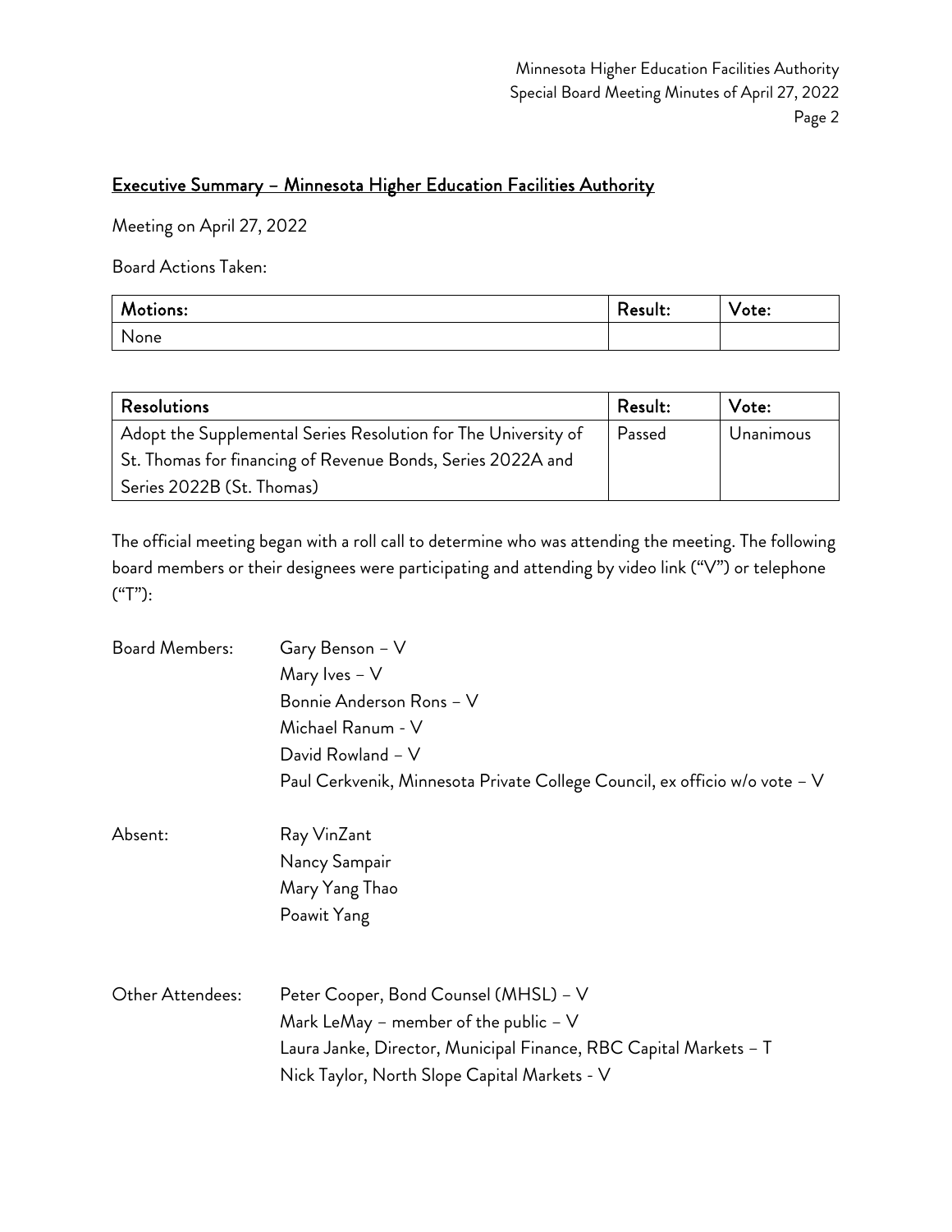## Executive Summary – Minnesota Higher Education Facilities Authority

Meeting on April 27, 2022

Board Actions Taken:

| Motions: | Result: | Vote: |
|---|---|---|
| None | | |

| Resolutions | Result: | Vote: |
|---|---|---|
| Adopt the Supplemental Series Resolution for The University of St. Thomas for financing of Revenue Bonds, Series 2022A and Series 2022B (St. Thomas) | Passed | Unanimous |

The official meeting began with a roll call to determine who was attending the meeting. The following board members or their designees were participating and attending by video link ("V") or telephone ("T"):

Board Members:
- Gary Benson – V
- Mary Ives – V
- Bonnie Anderson Rons – V
- Michael Ranum - V
- David Rowland – V
- Paul Cerkvenik, Minnesota Private College Council, ex officio w/o vote – V

Absent:
- Ray VinZant
- Nancy Sampair
- Mary Yang Thao
- Poawit Yang

Other Attendees:
- Peter Cooper, Bond Counsel (MHSL) – V
- Mark LeMay – member of the public – V
- Laura Janke, Director, Municipal Finance, RBC Capital Markets – T
- Nick Taylor, North Slope Capital Markets - V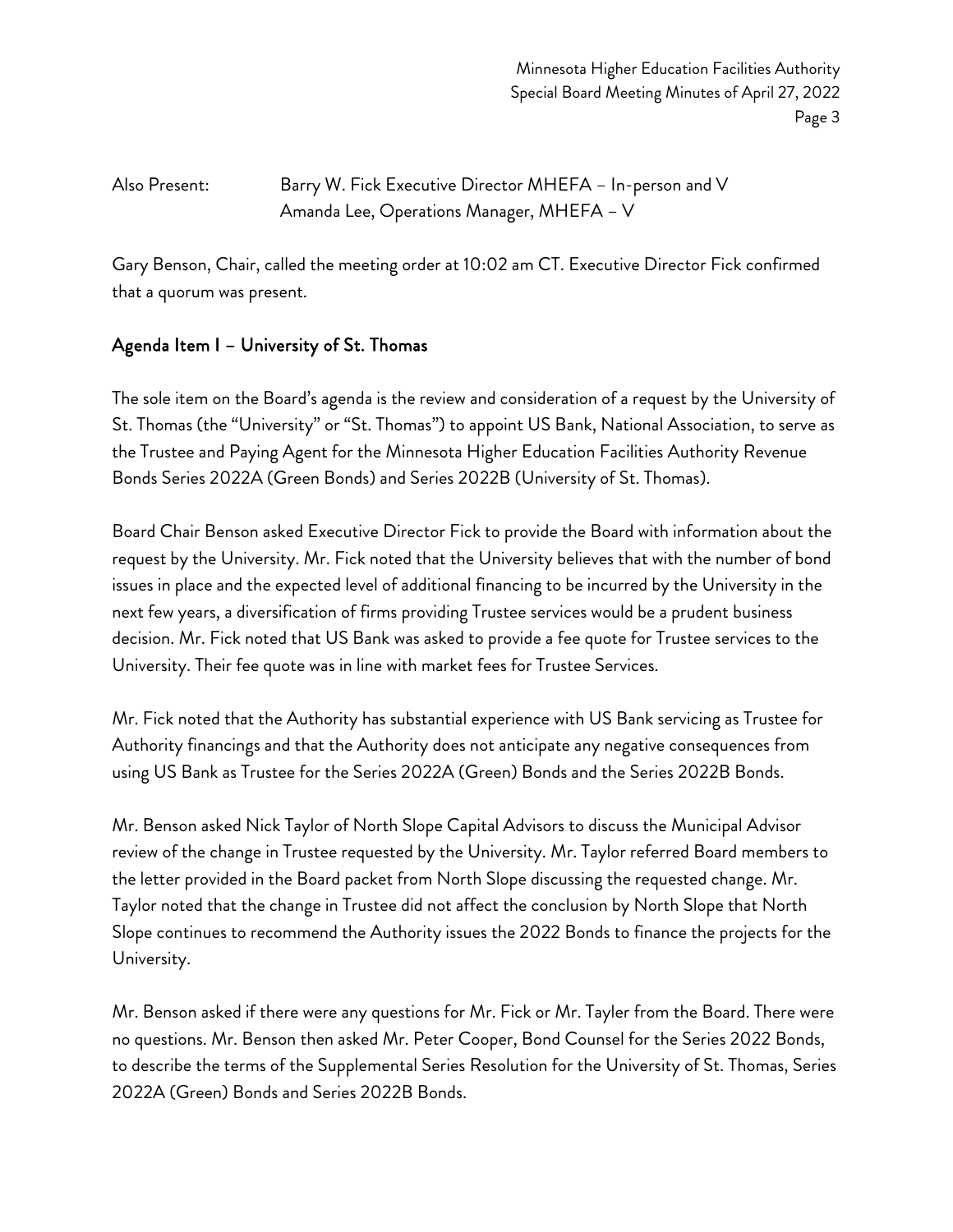Also Present: Barry W. Fick Executive Director MHEFA – In-person and V
Amanda Lee, Operations Manager, MHEFA – V

Gary Benson, Chair, called the meeting order at 10:02 am CT. Executive Director Fick confirmed that a quorum was present.

## Agenda Item I – University of St. Thomas

The sole item on the Board's agenda is the review and consideration of a request by the University of St. Thomas (the "University" or "St. Thomas") to appoint US Bank, National Association, to serve as the Trustee and Paying Agent for the Minnesota Higher Education Facilities Authority Revenue Bonds Series 2022A (Green Bonds) and Series 2022B (University of St. Thomas).

Board Chair Benson asked Executive Director Fick to provide the Board with information about the request by the University. Mr. Fick noted that the University believes that with the number of bond issues in place and the expected level of additional financing to be incurred by the University in the next few years, a diversification of firms providing Trustee services would be a prudent business decision. Mr. Fick noted that US Bank was asked to provide a fee quote for Trustee services to the University. Their fee quote was in line with market fees for Trustee Services.

Mr. Fick noted that the Authority has substantial experience with US Bank servicing as Trustee for Authority financings and that the Authority does not anticipate any negative consequences from using US Bank as Trustee for the Series 2022A (Green) Bonds and the Series 2022B Bonds.

Mr. Benson asked Nick Taylor of North Slope Capital Advisors to discuss the Municipal Advisor review of the change in Trustee requested by the University. Mr. Taylor referred Board members to the letter provided in the Board packet from North Slope discussing the requested change. Mr. Taylor noted that the change in Trustee did not affect the conclusion by North Slope that North Slope continues to recommend the Authority issues the 2022 Bonds to finance the projects for the University.

Mr. Benson asked if there were any questions for Mr. Fick or Mr. Tayler from the Board. There were no questions. Mr. Benson then asked Mr. Peter Cooper, Bond Counsel for the Series 2022 Bonds, to describe the terms of the Supplemental Series Resolution for the University of St. Thomas, Series 2022A (Green) Bonds and Series 2022B Bonds.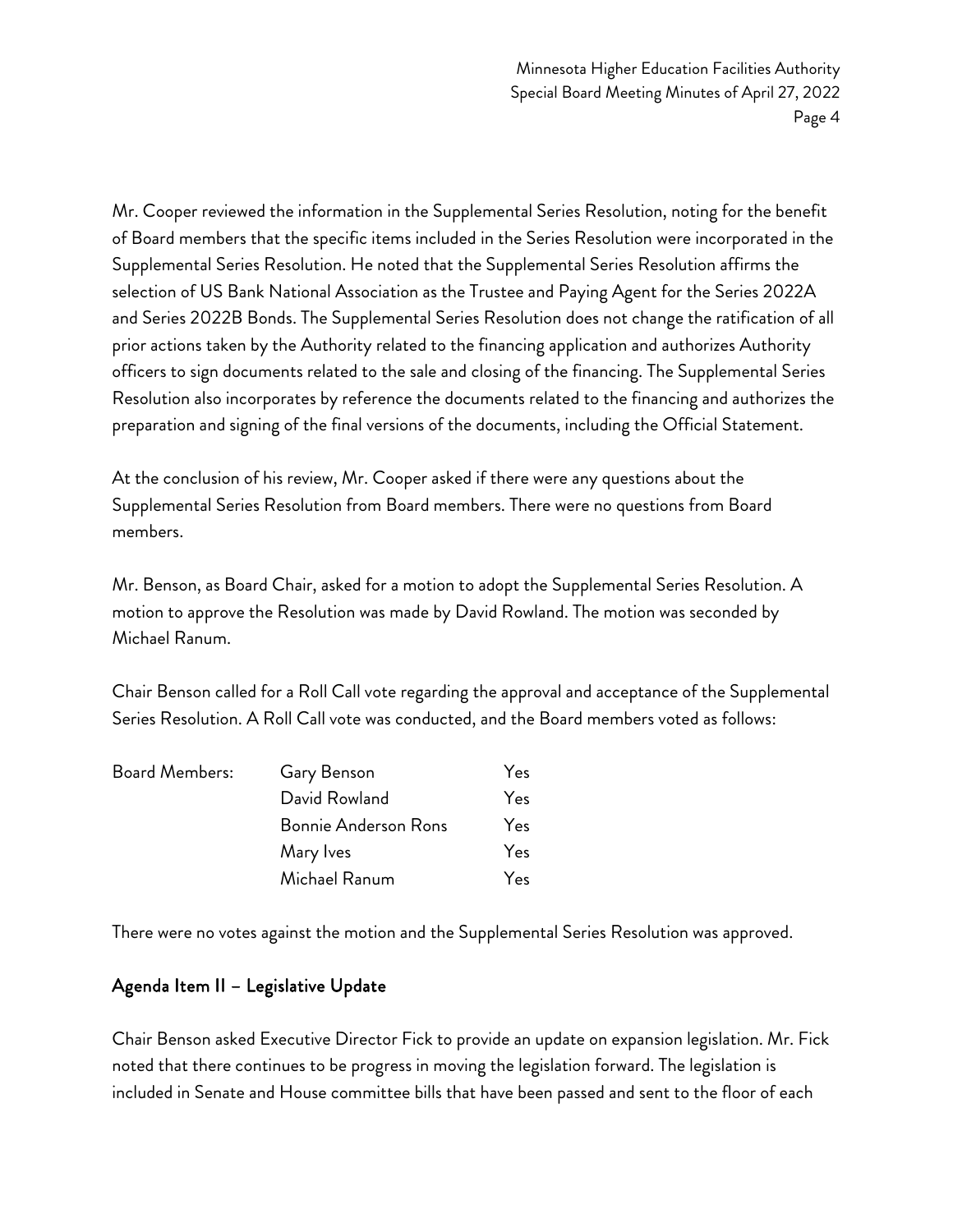Mr. Cooper reviewed the information in the Supplemental Series Resolution, noting for the benefit of Board members that the specific items included in the Series Resolution were incorporated in the Supplemental Series Resolution. He noted that the Supplemental Series Resolution affirms the selection of US Bank National Association as the Trustee and Paying Agent for the Series 2022A and Series 2022B Bonds. The Supplemental Series Resolution does not change the ratification of all prior actions taken by the Authority related to the financing application and authorizes Authority officers to sign documents related to the sale and closing of the financing. The Supplemental Series Resolution also incorporates by reference the documents related to the financing and authorizes the preparation and signing of the final versions of the documents, including the Official Statement.

At the conclusion of his review, Mr. Cooper asked if there were any questions about the Supplemental Series Resolution from Board members. There were no questions from Board members.

Mr. Benson, as Board Chair, asked for a motion to adopt the Supplemental Series Resolution. A motion to approve the Resolution was made by David Rowland. The motion was seconded by Michael Ranum.

Chair Benson called for a Roll Call vote regarding the approval and acceptance of the Supplemental Series Resolution. A Roll Call vote was conducted, and the Board members voted as follows:

| | | |
|---|---|---|
| Board Members: | Gary Benson | Yes |
| | David Rowland | Yes |
| | Bonnie Anderson Rons | Yes |
| | Mary Ives | Yes |
| | Michael Ranum | Yes |

There were no votes against the motion and the Supplemental Series Resolution was approved.

## Agenda Item II – Legislative Update

Chair Benson asked Executive Director Fick to provide an update on expansion legislation. Mr. Fick noted that there continues to be progress in moving the legislation forward. The legislation is included in Senate and House committee bills that have been passed and sent to the floor of each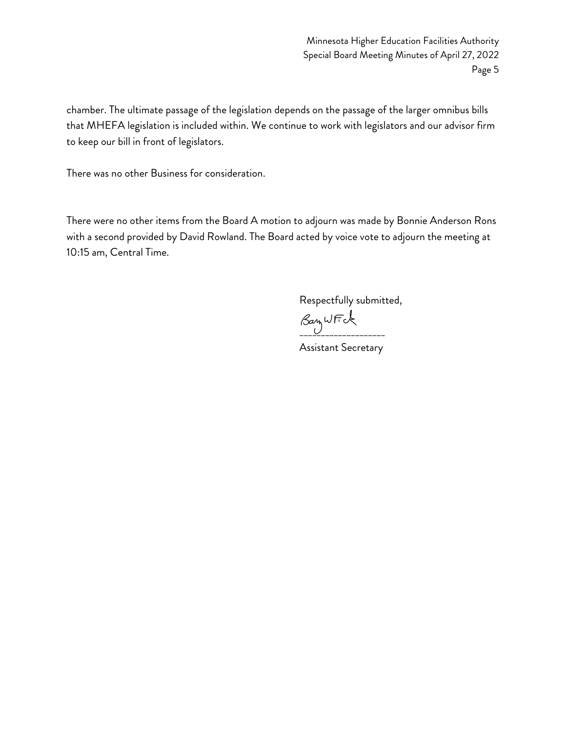chamber. The ultimate passage of the legislation depends on the passage of the larger omnibus bills that MHEFA legislation is included within. We continue to work with legislators and our advisor firm to keep our bill in front of legislators.

There was no other Business for consideration.

There were no other items from the Board A motion to adjourn was made by Bonnie Anderson Rons with a second provided by David Rowland. The Board acted by voice vote to adjourn the meeting at 10:15 am, Central Time.

Respectfully submitted,

Barry W Fick
___________________
Assistant Secretary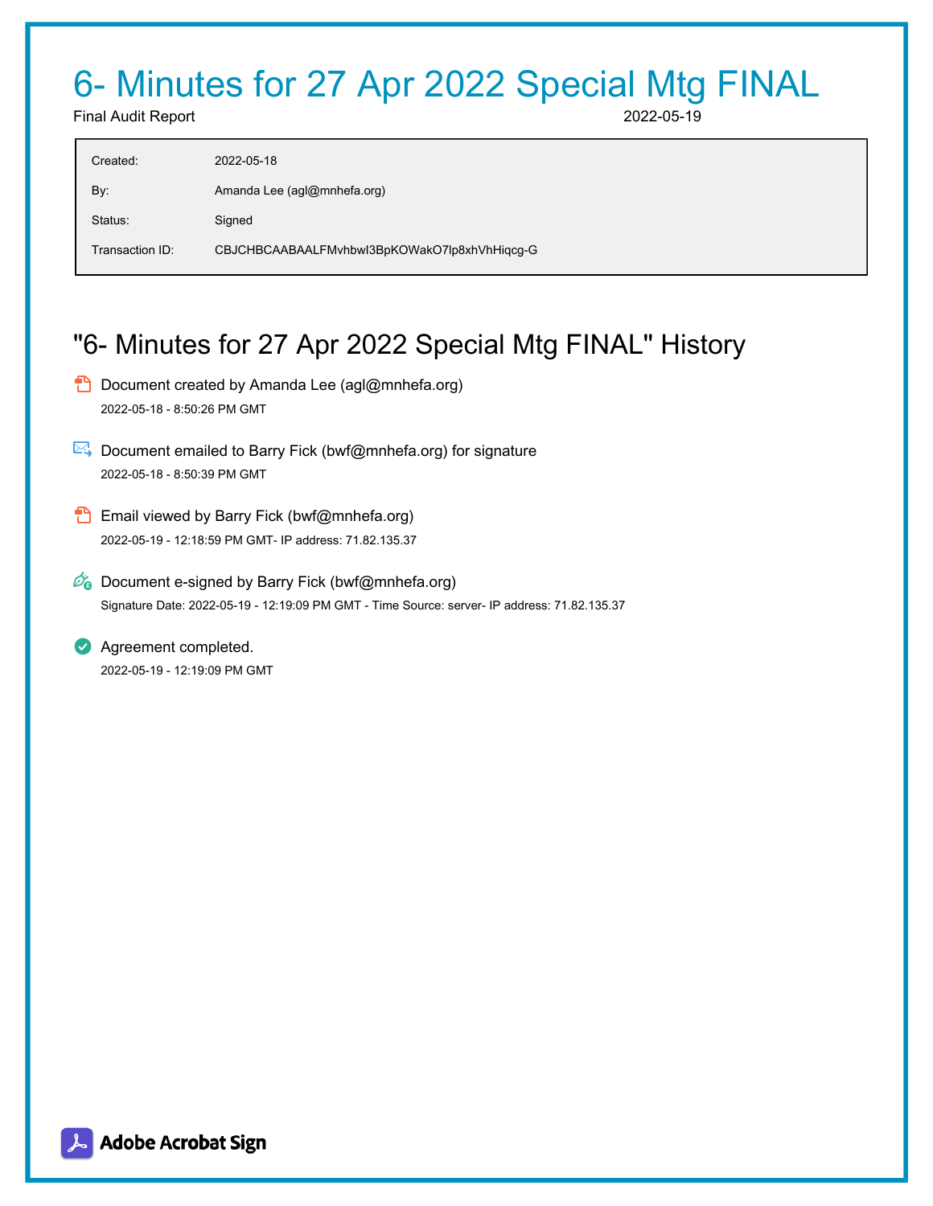# 6- Minutes for 27 Apr 2022 Special Mtg FINAL

Final Audit Report 2022-05-19

| | |
|---|---|
| Created: | 2022-05-18 |
| By: | Amanda Lee (agl@mnhefa.org) |
| Status: | Signed |
| Transaction ID: | CBJCHBCAABAALFMvhbwI3BpKOWakO7lp8xhVhHiqcg-G |

## "6- Minutes for 27 Apr 2022 Special Mtg FINAL" History

- Document created by Amanda Lee (agl@mnhefa.org)
  2022-05-18 - 8:50:26 PM GMT

- Document emailed to Barry Fick (bwf@mnhefa.org) for signature
  2022-05-18 - 8:50:39 PM GMT

- Email viewed by Barry Fick (bwf@mnhefa.org)
  2022-05-19 - 12:18:59 PM GMT- IP address: 71.82.135.37

- Document e-signed by Barry Fick (bwf@mnhefa.org)
  Signature Date: 2022-05-19 - 12:19:09 PM GMT - Time Source: server- IP address: 71.82.135.37

- Agreement completed.
  2022-05-19 - 12:19:09 PM GMT

Adobe Acrobat Sign